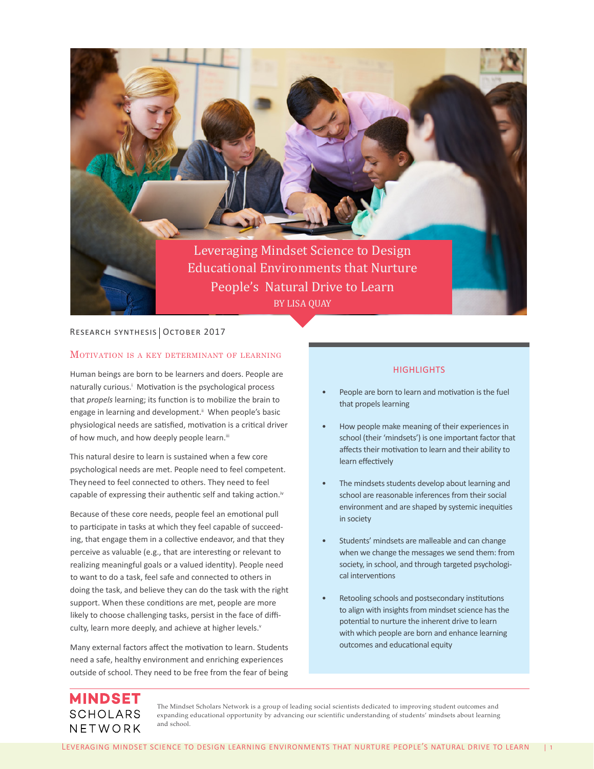# Leveraging Mindset Science to Design Educational Environments that Nurture People's Natural Drive to Learn

BY LISA QUAY

RESEARCH SYNTHESIS | OCTOBER 2017

## Motivation is a key determinant of learning

Human beings are born to be learners and doers. People are naturally curious.[i] Motivation is the psychological process that *propels* learning; its function is to mobilize the brain to engage in learning and development.[ii] When people's basic physiological needs are satisfied, motivation is a critical driver of how much, and how deeply people learn.[iii]

This natural desire to learn is sustained when a few core psychological needs are met. People need to feel competent. They need to feel connected to others. They need to feel capable of expressing their authentic self and taking action.[iv]

Because of these core needs, people feel an emotional pull to participate in tasks at which they feel capable of succeeding, that engage them in a collective endeavor, and that they perceive as valuable (e.g., that are interesting or relevant to realizing meaningful goals or a valued identity). People need to want to do a task, feel safe and connected to others in doing the task, and believe they can do the task with the right support. When these conditions are met, people are more likely to choose challenging tasks, persist in the face of difficulty, learn more deeply, and achieve at higher levels.[v]

Many external factors affect the motivation to learn. Students need a safe, healthy environment and enriching experiences outside of school. They need to be free from the fear of being

### HIGHLIGHTS

- People are born to learn and motivation is the fuel that propels learning
- How people make meaning of their experiences in school (their 'mindsets') is one important factor that affects their motivation to learn and their ability to learn effectively
- The mindsets students develop about learning and school are reasonable inferences from their social environment and are shaped by systemic inequities in society
- Students' mindsets are malleable and can change when we change the messages we send them: from society, in school, and through targeted psychological interventions
- Retooling schools and postsecondary institutions to align with insights from mindset science has the potential to nurture the inherent drive to learn with which people are born and enhance learning outcomes and educational equity

**MINDSET SCHOLARS NETWORK**

The Mindset Scholars Network is a group of leading social scientists dedicated to improving student outcomes and expanding educational opportunity by advancing our scientific understanding of students' mindsets about learning and school.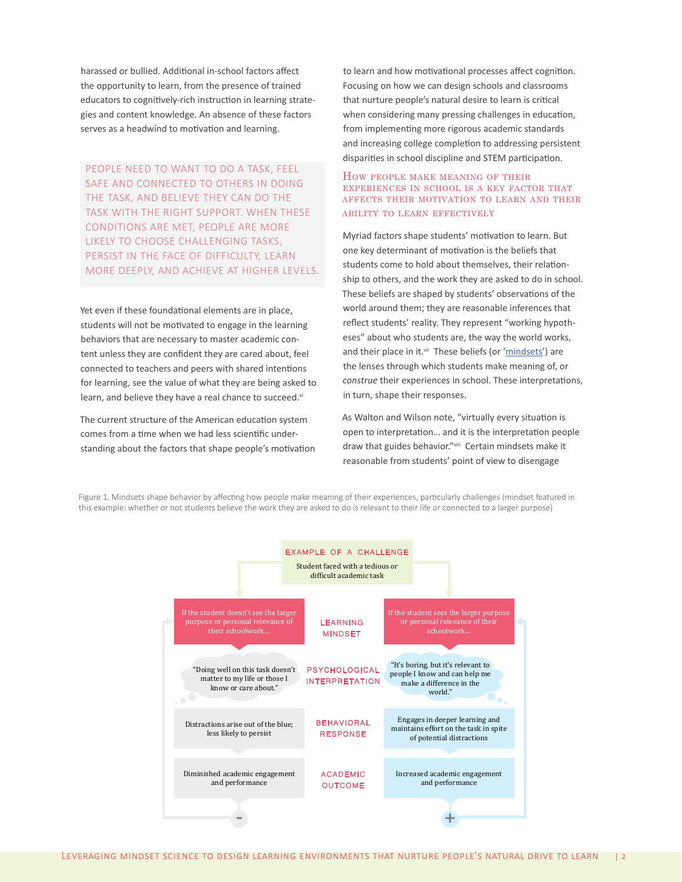harassed or bullied. Additional in-school factors affect the opportunity to learn, from the presence of trained educators to cognitively-rich instruction in learning strategies and content knowledge. An absence of these factors serves as a headwind to motivation and learning.

> PEOPLE NEED TO WANT TO DO A TASK, FEEL SAFE AND CONNECTED TO OTHERS IN DOING THE TASK, AND BELIEVE THEY CAN DO THE TASK WITH THE RIGHT SUPPORT. WHEN THESE CONDITIONS ARE MET, PEOPLE ARE MORE LIKELY TO CHOOSE CHALLENGING TASKS, PERSIST IN THE FACE OF DIFFICULTY, LEARN MORE DEEPLY, AND ACHIEVE AT HIGHER LEVELS.

Yet even if these foundational elements are in place, students will not be motivated to engage in the learning behaviors that are necessary to master academic content unless they are confident they are cared about, feel connected to teachers and peers with shared intentions for learning, see the value of what they are being asked to learn, and believe they have a real chance to succeed.[vi]

The current structure of the American education system comes from a time when we had less scientific understanding about the factors that shape people's motivation to learn and how motivational processes affect cognition. Focusing on how we can design schools and classrooms that nurture people's natural desire to learn is critical when considering many pressing challenges in education, from implementing more rigorous academic standards and increasing college completion to addressing persistent disparities in school discipline and STEM participation.

## How people make meaning of their experiences in school is a key factor that affects their motivation to learn and their ability to learn effectively

Myriad factors shape students' motivation to learn. But one key determinant of motivation is the beliefs that students come to hold about themselves, their relationship to others, and the work they are asked to do in school. These beliefs are shaped by students' observations of the world around them; they are reasonable inferences that reflect students' reality. They represent "working hypotheses" about who students are, the way the world works, and their place in it.[vii] These beliefs (or 'mindsets') are the lenses through which students make meaning of, or *construe* their experiences in school. These interpretations, in turn, shape their responses.

As Walton and Wilson note, "virtually every situation is open to interpretation… and it is the interpretation people draw that guides behavior."[viii] Certain mindsets make it reasonable from students' point of view to disengage

Figure 1. Mindsets shape behavior by affecting how people make meaning of their experiences, particularly challenges (mindset featured in this example: whether or not students believe the work they are asked to do is relevant to their life or connected to a larger purpose)

**EXAMPLE OF A CHALLENGE:** Student faced with a tedious or difficult academic task

| | Without relevance (−) | | With relevance (+) |
|---|---|---|---|
| **LEARNING MINDSET** | If the student doesn't see the larger purpose or personal relevance of their schoolwork… | | If the student sees the larger purpose or personal relevance of their schoolwork… |
| **PSYCHOLOGICAL INTERPRETATION** | "Doing well on this task doesn't matter to my life or those I know or care about." | | "It's boring, but it's relevant to people I know and can help me make a difference in the world." |
| **BEHAVIORAL RESPONSE** | Distractions arise out of the blue; less likely to persist | | Engages in deeper learning and maintains effort on the task in spite of potential distractions |
| **ACADEMIC OUTCOME** | Diminished academic engagement and performance | | Increased academic engagement and performance |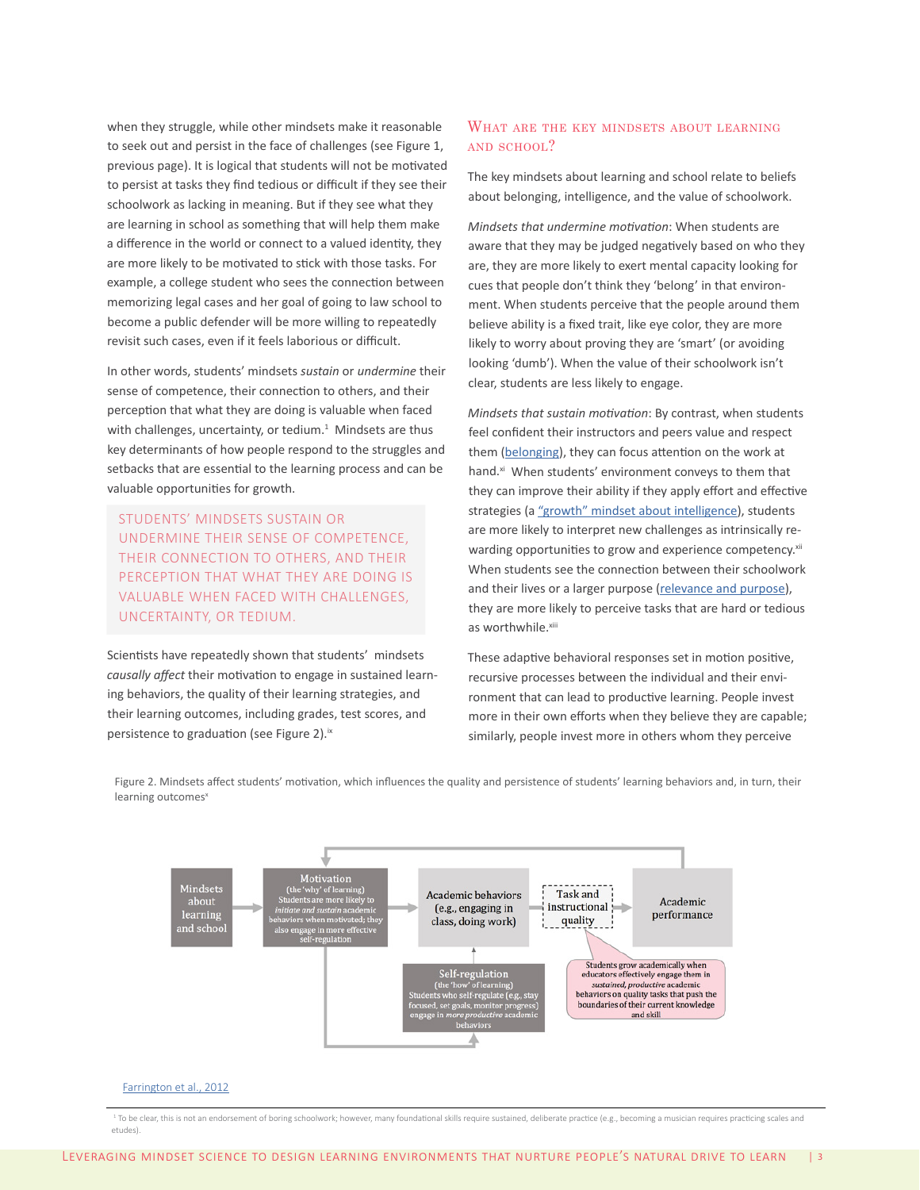when they struggle, while other mindsets make it reasonable to seek out and persist in the face of challenges (see Figure 1, previous page). It is logical that students will not be motivated to persist at tasks they find tedious or difficult if they see their schoolwork as lacking in meaning. But if they see what they are learning in school as something that will help them make a difference in the world or connect to a valued identity, they are more likely to be motivated to stick with those tasks. For example, a college student who sees the connection between memorizing legal cases and her goal of going to law school to become a public defender will be more willing to repeatedly revisit such cases, even if it feels laborious or difficult.

In other words, students' mindsets *sustain* or *undermine* their sense of competence, their connection to others, and their perception that what they are doing is valuable when faced with challenges, uncertainty, or tedium.[1] Mindsets are thus key determinants of how people respond to the struggles and setbacks that are essential to the learning process and can be valuable opportunities for growth.

> STUDENTS' MINDSETS SUSTAIN OR UNDERMINE THEIR SENSE OF COMPETENCE, THEIR CONNECTION TO OTHERS, AND THEIR PERCEPTION THAT WHAT THEY ARE DOING IS VALUABLE WHEN FACED WITH CHALLENGES, UNCERTAINTY, OR TEDIUM.

Scientists have repeatedly shown that students' mindsets *causally affect* their motivation to engage in sustained learning behaviors, the quality of their learning strategies, and their learning outcomes, including grades, test scores, and persistence to graduation (see Figure 2).[ix]

## What are the key mindsets about learning and school?

The key mindsets about learning and school relate to beliefs about belonging, intelligence, and the value of schoolwork.

*Mindsets that undermine motivation*: When students are aware that they may be judged negatively based on who they are, they are more likely to exert mental capacity looking for cues that people don't think they 'belong' in that environment. When students perceive that the people around them believe ability is a fixed trait, like eye color, they are more likely to worry about proving they are 'smart' (or avoiding looking 'dumb'). When the value of their schoolwork isn't clear, students are less likely to engage.

*Mindsets that sustain motivation*: By contrast, when students feel confident their instructors and peers value and respect them (belonging), they can focus attention on the work at hand.[xi] When students' environment conveys to them that they can improve their ability if they apply effort and effective strategies (a "growth" mindset about intelligence), students are more likely to interpret new challenges as intrinsically rewarding opportunities to grow and experience competency.[xii] When students see the connection between their schoolwork and their lives or a larger purpose (relevance and purpose), they are more likely to perceive tasks that are hard or tedious as worthwhile.[xiii]

These adaptive behavioral responses set in motion positive, recursive processes between the individual and their environment that can lead to productive learning. People invest more in their own efforts when they believe they are capable; similarly, people invest more in others whom they perceive

Figure 2. Mindsets affect students' motivation, which influences the quality and persistence of students' learning behaviors and, in turn, their learning outcomes[x]

Mindsets about learning and school → Motivation (the 'why' of learning) Students are more likely to *initiate and sustain* academic behaviors when motivated; they also engage in more effective self-regulation → Academic behaviors (e.g., engaging in class, doing work) → Task and instructional quality → Academic performance

Self-regulation (the 'how' of learning) Students who self-regulate (e.g., stay focused, set goals, monitor progress) engage in *more productive* academic behaviors

Students grow academically when educators effectively engage them in *sustained, productive* academic behaviors on quality tasks that push the boundaries of their current knowledge and skill

Farrington et al., 2012

[1] To be clear, this is not an endorsement of boring schoolwork; however, many foundational skills require sustained, deliberate practice (e.g., becoming a musician requires practicing scales and etudes).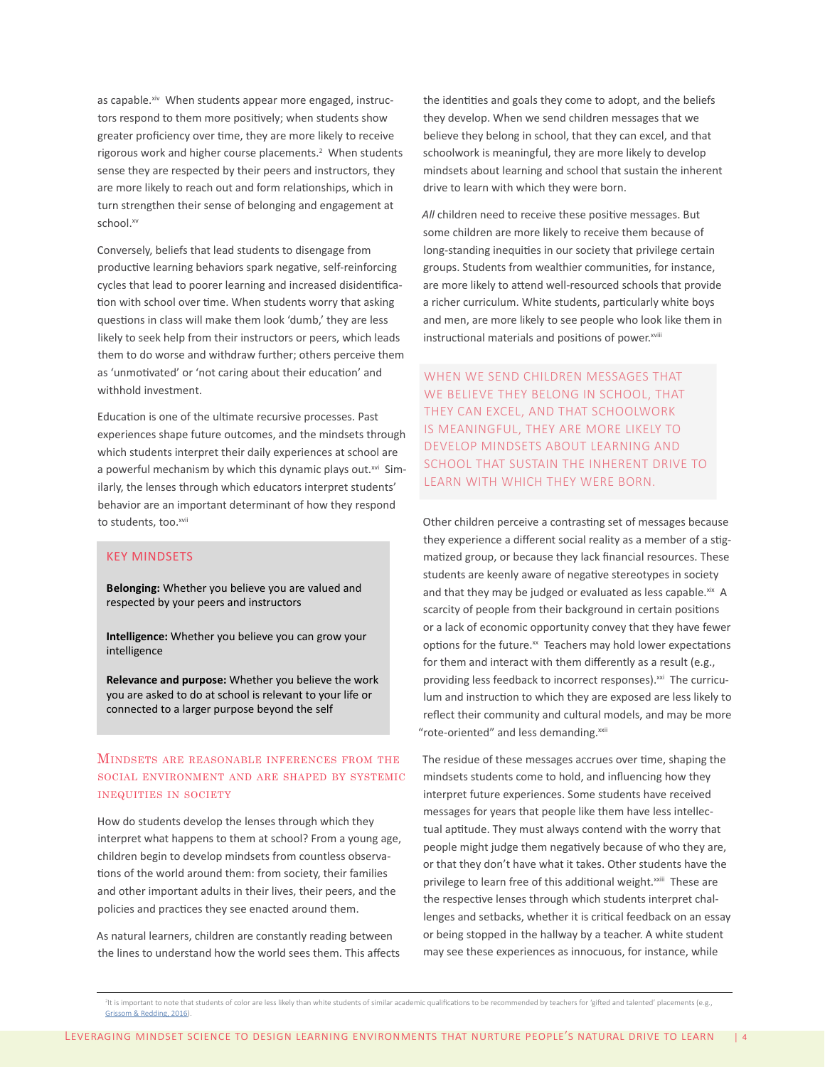as capable.[xiv] When students appear more engaged, instructors respond to them more positively; when students show greater proficiency over time, they are more likely to receive rigorous work and higher course placements.[2] When students sense they are respected by their peers and instructors, they are more likely to reach out and form relationships, which in turn strengthen their sense of belonging and engagement at school.[xv]

Conversely, beliefs that lead students to disengage from productive learning behaviors spark negative, self-reinforcing cycles that lead to poorer learning and increased disidentification with school over time. When students worry that asking questions in class will make them look 'dumb,' they are less likely to seek help from their instructors or peers, which leads them to do worse and withdraw further; others perceive them as 'unmotivated' or 'not caring about their education' and withhold investment.

Education is one of the ultimate recursive processes. Past experiences shape future outcomes, and the mindsets through which students interpret their daily experiences at school are a powerful mechanism by which this dynamic plays out.[xvi] Similarly, the lenses through which educators interpret students' behavior are an important determinant of how they respond to students, too.[xvii]

> **KEY MINDSETS**
>
> **Belonging:** Whether you believe you are valued and respected by your peers and instructors
>
> **Intelligence:** Whether you believe you can grow your intelligence
>
> **Relevance and purpose:** Whether you believe the work you are asked to do at school is relevant to your life or connected to a larger purpose beyond the self

## Mindsets are reasonable inferences from the social environment and are shaped by systemic inequities in society

How do students develop the lenses through which they interpret what happens to them at school? From a young age, children begin to develop mindsets from countless observations of the world around them: from society, their families and other important adults in their lives, their peers, and the policies and practices they see enacted around them.

As natural learners, children are constantly reading between the lines to understand how the world sees them. This affects the identities and goals they come to adopt, and the beliefs they develop. When we send children messages that we believe they belong in school, that they can excel, and that schoolwork is meaningful, they are more likely to develop mindsets about learning and school that sustain the inherent drive to learn with which they were born.

*All* children need to receive these positive messages. But some children are more likely to receive them because of long-standing inequities in our society that privilege certain groups. Students from wealthier communities, for instance, are more likely to attend well-resourced schools that provide a richer curriculum. White students, particularly white boys and men, are more likely to see people who look like them in instructional materials and positions of power.[xviii]

> WHEN WE SEND CHILDREN MESSAGES THAT WE BELIEVE THEY BELONG IN SCHOOL, THAT THEY CAN EXCEL, AND THAT SCHOOLWORK IS MEANINGFUL, THEY ARE MORE LIKELY TO DEVELOP MINDSETS ABOUT LEARNING AND SCHOOL THAT SUSTAIN THE INHERENT DRIVE TO LEARN WITH WHICH THEY WERE BORN.

Other children perceive a contrasting set of messages because they experience a different social reality as a member of a stigmatized group, or because they lack financial resources. These students are keenly aware of negative stereotypes in society and that they may be judged or evaluated as less capable.[xix] A scarcity of people from their background in certain positions or a lack of economic opportunity convey that they have fewer options for the future.[xx] Teachers may hold lower expectations for them and interact with them differently as a result (e.g., providing less feedback to incorrect responses).[xxi] The curriculum and instruction to which they are exposed are less likely to reflect their community and cultural models, and may be more "rote-oriented" and less demanding.[xxii]

The residue of these messages accrues over time, shaping the mindsets students come to hold, and influencing how they interpret future experiences. Some students have received messages for years that people like them have less intellectual aptitude. They must always contend with the worry that people might judge them negatively because of who they are, or that they don't have what it takes. Other students have the privilege to learn free of this additional weight.[xxiii] These are the respective lenses through which students interpret challenges and setbacks, whether it is critical feedback on an essay or being stopped in the hallway by a teacher. A white student may see these experiences as innocuous, for instance, while

---

[2] It is important to note that students of color are less likely than white students of similar academic qualifications to be recommended by teachers for 'gifted and talented' placements (e.g., Grissom & Redding, 2016).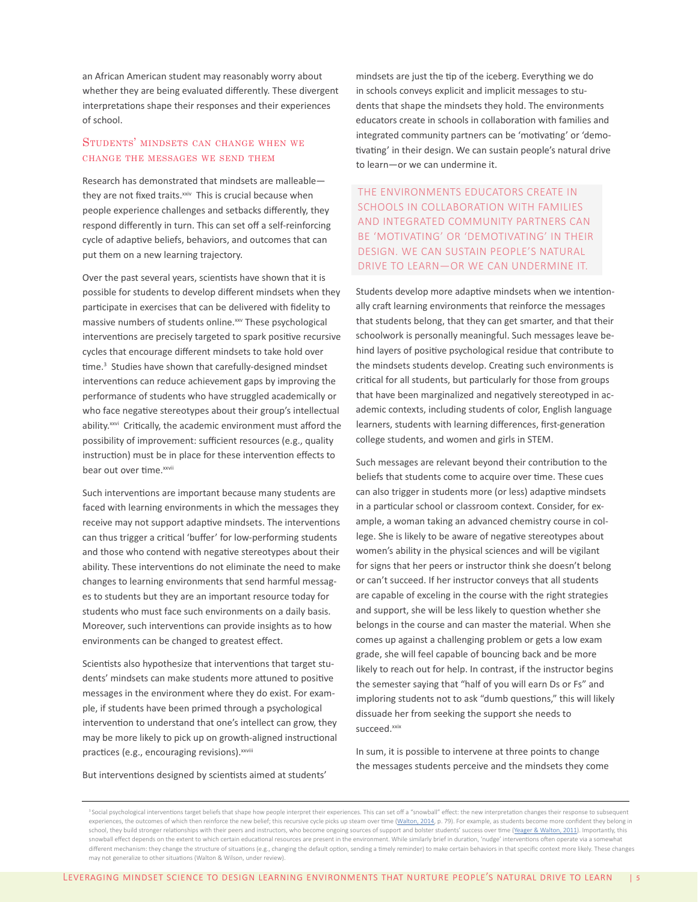an African American student may reasonably worry about whether they are being evaluated differently. These divergent interpretations shape their responses and their experiences of school.

## Students' mindsets can change when we change the messages we send them

Research has demonstrated that mindsets are malleable—they are not fixed traits.[xxiv] This is crucial because when people experience challenges and setbacks differently, they respond differently in turn. This can set off a self-reinforcing cycle of adaptive beliefs, behaviors, and outcomes that can put them on a new learning trajectory.

Over the past several years, scientists have shown that it is possible for students to develop different mindsets when they participate in exercises that can be delivered with fidelity to massive numbers of students online.[xxv] These psychological interventions are precisely targeted to spark positive recursive cycles that encourage different mindsets to take hold over time.[3] Studies have shown that carefully-designed mindset interventions can reduce achievement gaps by improving the performance of students who have struggled academically or who face negative stereotypes about their group's intellectual ability.[xxvi] Critically, the academic environment must afford the possibility of improvement: sufficient resources (e.g., quality instruction) must be in place for these intervention effects to bear out over time.[xxvii]

Such interventions are important because many students are faced with learning environments in which the messages they receive may not support adaptive mindsets. The interventions can thus trigger a critical 'buffer' for low-performing students and those who contend with negative stereotypes about their ability. These interventions do not eliminate the need to make changes to learning environments that send harmful messages to students but they are an important resource today for students who must face such environments on a daily basis. Moreover, such interventions can provide insights as to how environments can be changed to greatest effect.

Scientists also hypothesize that interventions that target students' mindsets can make students more attuned to positive messages in the environment where they do exist. For example, if students have been primed through a psychological intervention to understand that one's intellect can grow, they may be more likely to pick up on growth-aligned instructional practices (e.g., encouraging revisions).[xxviii]

But interventions designed by scientists aimed at students' mindsets are just the tip of the iceberg. Everything we do in schools conveys explicit and implicit messages to students that shape the mindsets they hold. The environments educators create in schools in collaboration with families and integrated community partners can be 'motivating' or 'demotivating' in their design. We can sustain people's natural drive to learn—or we can undermine it.

> THE ENVIRONMENTS EDUCATORS CREATE IN SCHOOLS IN COLLABORATION WITH FAMILIES AND INTEGRATED COMMUNITY PARTNERS CAN BE 'MOTIVATING' OR 'DEMOTIVATING' IN THEIR DESIGN. WE CAN SUSTAIN PEOPLE'S NATURAL DRIVE TO LEARN—OR WE CAN UNDERMINE IT.

Students develop more adaptive mindsets when we intentionally craft learning environments that reinforce the messages that students belong, that they can get smarter, and that their schoolwork is personally meaningful. Such messages leave behind layers of positive psychological residue that contribute to the mindsets students develop. Creating such environments is critical for all students, but particularly for those from groups that have been marginalized and negatively stereotyped in academic contexts, including students of color, English language learners, students with learning differences, first-generation college students, and women and girls in STEM.

Such messages are relevant beyond their contribution to the beliefs that students come to acquire over time. These cues can also trigger in students more (or less) adaptive mindsets in a particular school or classroom context. Consider, for example, a woman taking an advanced chemistry course in college. She is likely to be aware of negative stereotypes about women's ability in the physical sciences and will be vigilant for signs that her peers or instructor think she doesn't belong or can't succeed. If her instructor conveys that all students are capable of exceling in the course with the right strategies and support, she will be less likely to question whether she belongs in the course and can master the material. When she comes up against a challenging problem or gets a low exam grade, she will feel capable of bouncing back and be more likely to reach out for help. In contrast, if the instructor begins the semester saying that "half of you will earn Ds or Fs" and imploring students not to ask "dumb questions," this will likely dissuade her from seeking the support she needs to succeed.[xxix]

In sum, it is possible to intervene at three points to change the messages students perceive and the mindsets they come

---

[3] Social psychological interventions target beliefs that shape how people interpret their experiences. This can set off a "snowball" effect: the new interpretation changes their response to subsequent experiences, the outcomes of which then reinforce the new belief; this recursive cycle picks up steam over time (Walton, 2014, p. 79). For example, as students become more confident they belong in school, they build stronger relationships with their peers and instructors, who become ongoing sources of support and bolster students' success over time (Yeager & Walton, 2011). Importantly, this snowball effect depends on the extent to which certain educational resources are present in the environment. While similarly brief in duration, 'nudge' interventions often operate via a somewhat different mechanism: they change the structure of situations (e.g., changing the default option, sending a timely reminder) to make certain behaviors in that specific context more likely. These changes may not generalize to other situations (Walton & Wilson, under review).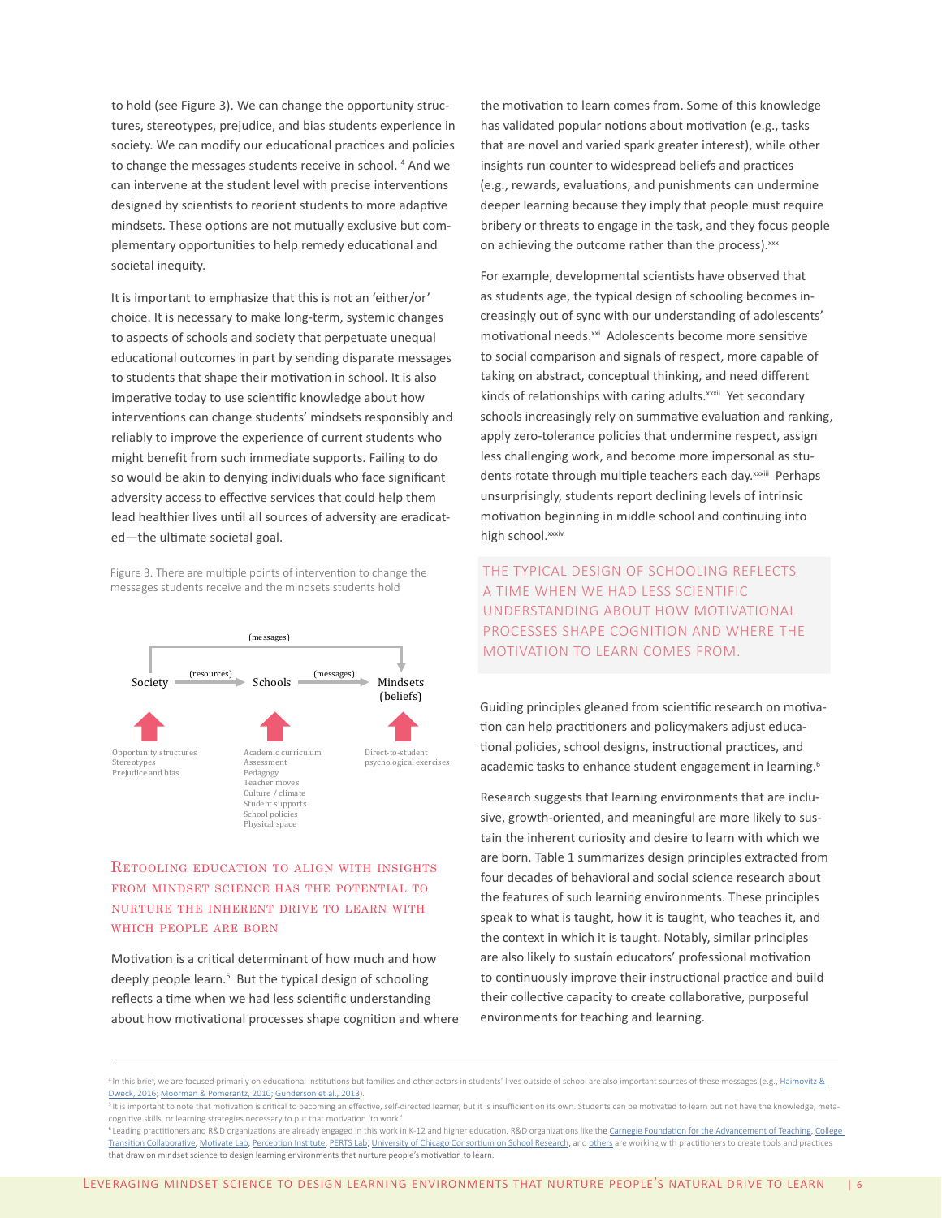to hold (see Figure 3). We can change the opportunity structures, stereotypes, prejudice, and bias students experience in society. We can modify our educational practices and policies to change the messages students receive in school. [4] And we can intervene at the student level with precise interventions designed by scientists to reorient students to more adaptive mindsets. These options are not mutually exclusive but complementary opportunities to help remedy educational and societal inequity.

It is important to emphasize that this is not an 'either/or' choice. It is necessary to make long-term, systemic changes to aspects of schools and society that perpetuate unequal educational outcomes in part by sending disparate messages to students that shape their motivation in school. It is also imperative today to use scientific knowledge about how interventions can change students' mindsets responsibly and reliably to improve the experience of current students who might benefit from such immediate supports. Failing to do so would be akin to denying individuals who face significant adversity access to effective services that could help them lead healthier lives until all sources of adversity are eradicated—the ultimate societal goal.

Figure 3. There are multiple points of intervention to change the messages students receive and the mindsets students hold

(messages)

Society → (resources) → Schools → (messages) → Mindsets (beliefs)

Society: Opportunity structures, Stereotypes, Prejudice and bias

Schools: Academic curriculum, Assessment, Pedagogy, Teacher moves, Culture / climate, Student supports, School policies, Physical space

Mindsets (beliefs): Direct-to-student psychological exercises

## Retooling education to align with insights from mindset science has the potential to nurture the inherent drive to learn with which people are born

Motivation is a critical determinant of how much and how deeply people learn.[5] But the typical design of schooling reflects a time when we had less scientific understanding about how motivational processes shape cognition and where the motivation to learn comes from. Some of this knowledge has validated popular notions about motivation (e.g., tasks that are novel and varied spark greater interest), while other insights run counter to widespread beliefs and practices (e.g., rewards, evaluations, and punishments can undermine deeper learning because they imply that people must require bribery or threats to engage in the task, and they focus people on achieving the outcome rather than the process).[xx]

For example, developmental scientists have observed that as students age, the typical design of schooling becomes increasingly out of sync with our understanding of adolescents' motivational needs.[xxi] Adolescents become more sensitive to social comparison and signals of respect, more capable of taking on abstract, conceptual thinking, and need different kinds of relationships with caring adults.[xxii] Yet secondary schools increasingly rely on summative evaluation and ranking, apply zero-tolerance policies that undermine respect, assign less challenging work, and become more impersonal as students rotate through multiple teachers each day.[xxiii] Perhaps unsurprisingly, students report declining levels of intrinsic motivation beginning in middle school and continuing into high school.[xxiv]

> THE TYPICAL DESIGN OF SCHOOLING REFLECTS A TIME WHEN WE HAD LESS SCIENTIFIC UNDERSTANDING ABOUT HOW MOTIVATIONAL PROCESSES SHAPE COGNITION AND WHERE THE MOTIVATION TO LEARN COMES FROM.

Guiding principles gleaned from scientific research on motivation can help practitioners and policymakers adjust educational policies, school designs, instructional practices, and academic tasks to enhance student engagement in learning.[6]

Research suggests that learning environments that are inclusive, growth-oriented, and meaningful are more likely to sustain the inherent curiosity and desire to learn with which we are born. Table 1 summarizes design principles extracted from four decades of behavioral and social science research about the features of such learning environments. These principles speak to what is taught, how it is taught, who teaches it, and the context in which it is taught. Notably, similar principles are also likely to sustain educators' professional motivation to continuously improve their instructional practice and build their collective capacity to create collaborative, purposeful environments for teaching and learning.

---

[4] In this brief, we are focused primarily on educational institutions but families and other actors in students' lives outside of school are also important sources of these messages (e.g., Haimovitz & Dweck, 2016; Moorman & Pomerantz, 2010; Gunderson et al., 2013).

[5] It is important to note that motivation is critical to becoming an effective, self-directed learner, but it is insufficient on its own. Students can be motivated to learn but not have the knowledge, metacognitive skills, or learning strategies necessary to put that motivation 'to work.'

[6] Leading practitioners and R&D organizations are already engaged in this work in K-12 and higher education. R&D organizations like the Carnegie Foundation for the Advancement of Teaching, College Transition Collaborative, Motivate Lab, Perception Institute, PERTS Lab, University of Chicago Consortium on School Research, and others are working with practitioners to create tools and practices that draw on mindset science to design learning environments that nurture people's motivation to learn.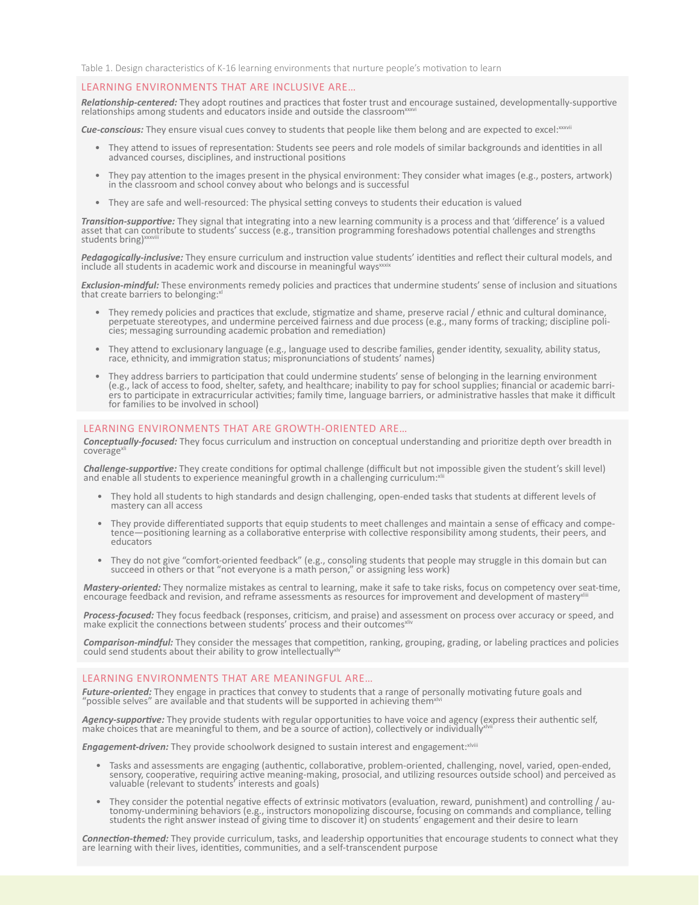Table 1. Design characteristics of K-16 learning environments that nurture people's motivation to learn

## LEARNING ENVIRONMENTS THAT ARE INCLUSIVE ARE…

***Relationship-centered:*** They adopt routines and practices that foster trust and encourage sustained, developmentally-supportive relationships among students and educators inside and outside the classroom[xxxvi]

***Cue-conscious:*** They ensure visual cues convey to students that people like them belong and are expected to excel:[xxxvii]

- They attend to issues of representation: Students see peers and role models of similar backgrounds and identities in all advanced courses, disciplines, and instructional positions
- They pay attention to the images present in the physical environment: They consider what images (e.g., posters, artwork) in the classroom and school convey about who belongs and is successful
- They are safe and well-resourced: The physical setting conveys to students their education is valued

***Transition-supportive:*** They signal that integrating into a new learning community is a process and that 'difference' is a valued asset that can contribute to students' success (e.g., transition programming foreshadows potential challenges and strengths students bring)[xxxviii]

***Pedagogically-inclusive:*** They ensure curriculum and instruction value students' identities and reflect their cultural models, and include all students in academic work and discourse in meaningful ways[xxxix]

***Exclusion-mindful:*** These environments remedy policies and practices that undermine students' sense of inclusion and situations that create barriers to belonging:[xl]

- They remedy policies and practices that exclude, stigmatize and shame, preserve racial / ethnic and cultural dominance, perpetuate stereotypes, and undermine perceived fairness and due process (e.g., many forms of tracking; discipline policies; messaging surrounding academic probation and remediation)
- They attend to exclusionary language (e.g., language used to describe families, gender identity, sexuality, ability status, race, ethnicity, and immigration status; mispronunciations of students' names)
- They address barriers to participation that could undermine students' sense of belonging in the learning environment (e.g., lack of access to food, shelter, safety, and healthcare; inability to pay for school supplies; financial or academic barriers to participate in extracurricular activities; family time, language barriers, or administrative hassles that make it difficult for families to be involved in school)

## LEARNING ENVIRONMENTS THAT ARE GROWTH-ORIENTED ARE…

***Conceptually-focused:*** They focus curriculum and instruction on conceptual understanding and prioritize depth over breadth in coverage[xli]

***Challenge-supportive:*** They create conditions for optimal challenge (difficult but not impossible given the student's skill level) and enable all students to experience meaningful growth in a challenging curriculum:[xlii]

- They hold all students to high standards and design challenging, open-ended tasks that students at different levels of mastery can all access
- They provide differentiated supports that equip students to meet challenges and maintain a sense of efficacy and competence—positioning learning as a collaborative enterprise with collective responsibility among students, their peers, and educators
- They do not give "comfort-oriented feedback" (e.g., consoling students that people may struggle in this domain but can succeed in others or that "not everyone is a math person," or assigning less work)

***Mastery-oriented:*** They normalize mistakes as central to learning, make it safe to take risks, focus on competency over seat-time, encourage feedback and revision, and reframe assessments as resources for improvement and development of mastery[xliii]

***Process-focused:*** They focus feedback (responses, criticism, and praise) and assessment on process over accuracy or speed, and make explicit the connections between students' process and their outcomes[xliv]

***Comparison-mindful:*** They consider the messages that competition, ranking, grouping, grading, or labeling practices and policies could send students about their ability to grow intellectually[xlv]

## LEARNING ENVIRONMENTS THAT ARE MEANINGFUL ARE…

***Future-oriented:*** They engage in practices that convey to students that a range of personally motivating future goals and "possible selves" are available and that students will be supported in achieving them[xlvi]

***Agency-supportive:*** They provide students with regular opportunities to have voice and agency (express their authentic self, make choices that are meaningful to them, and be a source of action), collectively or individually[xlvii]

***Engagement-driven:*** They provide schoolwork designed to sustain interest and engagement:[xlviii]

- Tasks and assessments are engaging (authentic, collaborative, problem-oriented, challenging, novel, varied, open-ended, sensory, cooperative, requiring active meaning-making, prosocial, and utilizing resources outside school) and perceived as valuable (relevant to students' interests and goals)
- They consider the potential negative effects of extrinsic motivators (evaluation, reward, punishment) and controlling / autonomy-undermining behaviors (e.g., instructors monopolizing discourse, focusing on commands and compliance, telling students the right answer instead of giving time to discover it) on students' engagement and their desire to learn

***Connection-themed:*** They provide curriculum, tasks, and leadership opportunities that encourage students to connect what they are learning with their lives, identities, communities, and a self-transcendent purpose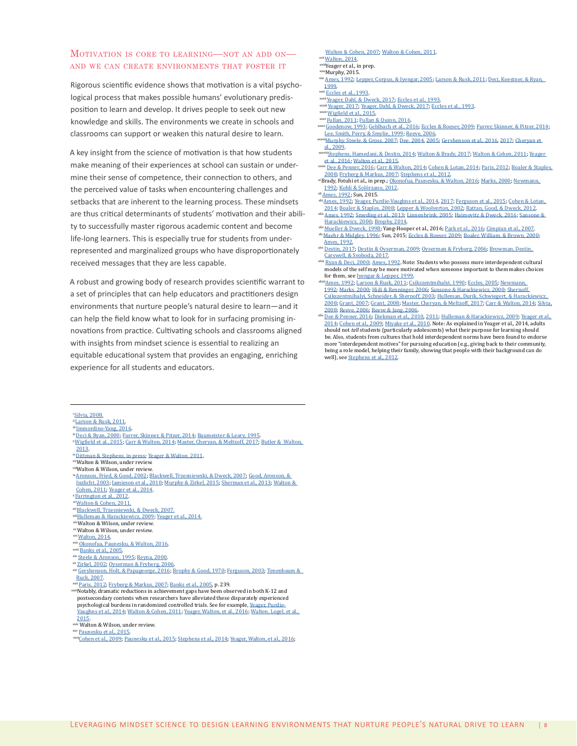## Motivation is core to learning—not an add on—and we can create environments that foster it

Rigorous scientific evidence shows that motivation is a vital psychological process that makes possible humans' evolutionary predisposition to learn and develop. It drives people to seek out new knowledge and skills. The environments we create in schools and classrooms can support or weaken this natural desire to learn.

A key insight from the science of motivation is that how students make meaning of their experiences at school can sustain or undermine their sense of competence, their connection to others, and the perceived value of tasks when encountering challenges and setbacks that are inherent to the learning process. These mindsets are thus critical determinants of students' motivation and their ability to successfully master rigorous academic content and become life-long learners. This is especially true for students from underrepresented and marginalized groups who have disproportionately received messages that they are less capable.

A robust and growing body of research provides scientific warrant to a set of principles that can help educators and practitioners design environments that nurture people's natural desire to learn—and it can help the field know what to look for in surfacing promising innovations from practice. Cultivating schools and classrooms aligned with insights from mindset science is essential to realizing an equitable educational system that provides an engaging, enriching experience for all students and educators.

---

[i] Silvia, 2008.
[ii] Larson & Rusk, 2011.
[iii] Immordino-Yang, 2016.
[iv] Deci & Ryan, 2000; Furrer, Skinner, & Pitzer, 2014; Baumeister & Leary, 1995.
[v] Wigfield et al., 2015; Carr & Walton, 2014; Master, Cheryan, & Meltzoff, 2017; Butler & Walton, 2013.
[vi] Dittman & Stephens, in press; Yeager & Walton, 2011.
[vii] Walton & Wilson, under review.
[viii] Walton & Wilson, under review.
[ix] Aronson, Fried, & Good, 2002; Blackwell, Trzesniewski, & Dweck, 2007; Good, Aronson, & Inzlicht, 2003; Jamieson et al., 2010; Murphy & Zirkel, 2015; Sherman et al., 2013; Walton & Cohen, 2011; Yeager et al., 2014.
[x] Farrington et al., 2012.
[xi] Walton & Cohen, 2011.
[xii] Blackwell, Trzesniewski, & Dweck, 2007.
[xiii] Hulleman & Harackiewicz, 2009; Yeager et al., 2014.
[xiv] Walton & Wilson, under review.
[xv] Walton & Wilson, under review.
[xvi] Walton, 2014.
[xvii] Okonofua, Paunesku, & Walton, 2016.
[xviii] Banks et al., 2005.
[xix] Steele & Aronson, 1995; Reyna, 2000.
[xx] Zirkel, 2002; Oyserman & Fryberg, 2006.
[xxi] Gershenson, Holt, & Papageorge, 2016; Brophy & Good, 1970; Ferguson, 2003; Tenenbaum & Ruck, 2007.
[xxii] Paris, 2012; Fryberg & Markus, 2007; Banks et al., 2005, p. 239.
[xxiii] Notably, dramatic reductions in achievement gaps have been observed in both K-12 and postsecondary contexts when researchers have alleviated these disparately experienced psychological burdens in randomized controlled trials. See for example, Yeager, Purdie-Vaughns et al., 2014; Walton & Cohen, 2011; Yeager, Walton, et al., 2016; Walton, Logel, et al., 2015.
[xxiv] Walton & Wilson, under review.
[xxv] Paunesku et al., 2015.
[xxvi] Cohen et al., 2009; Paunesku et al., 2015; Stephens et al., 2014; Yeager, Walton, et al., 2016; Walton & Cohen, 2007; Walton & Cohen, 2011.
[xxvii] Walton, 2014.
[xxviii] Yeager et al., in prep.
[xxix] Murphy, 2015.
[xxx] Ames, 1992; Lepper, Corpus, & Iyengar, 2005; Larson & Rusk, 2011; Deci, Koestner, & Ryan, 1999.
[xxxi] Eccles et al., 1993.
[xxxii] Yeager, Dahl, & Dweck, 2017; Eccles et al., 1993.
[xxxiii] Yeager, 2017; Yeager, Dahl, & Dweck, 2017; Eccles et al., 1993.
[xxxiv] Wigfield et al., 2015.
[xxxv] Fullan, 2011; Fullan & Quinn, 2016.
[xxxvi] Goodenow, 1993; Gehlbach et al., 2016; Eccles & Roeser, 2009; Furrer, Skinner, & Pitzer, 2014; Lee, Smith, Perry, & Smylie, 1999; Reeve, 2006.
[xxxvii] Murphy, Steele, & Gross, 2007; Dee, 2004, 2005; Gershenson et al., 2016, 2017; Cheryan et al., 2009.
[xxxviii] Stephens, Hamedani, & Destin, 2014; Walton & Brady, 2017; Walton & Cohen, 2011; Yeager et al., 2016; Walton et al., 2015.
[xxxix] Dee & Penner, 2016; Carr & Walton, 2014; Cohen & Lotan, 2014; Paris, 2012; Boaler & Staples, 2008; Fryberg & Markus, 2007; Stephens et al., 2012.
[xl] Brady, Fotuhi et al., in prep.; Okonofua, Paunesku, & Walton, 2016; Marks, 2000; Newmann, 1992; Kohli & Solórzano, 2012.
[xli] Ames, 1992; Sun, 2015.
[xlii] Ames, 1992; Yeager, Purdie-Vaughns et al., 2014, 2017; Ferguson et al., 2015; Cohen & Lotan, 2014; Boaler & Staples, 2008; Lepper & Woolverton, 2002; Rattan, Good, & Dweck, 2012.
[xliii] Ames, 1992; Smeding et al., 2013; Linnenbrink, 2005; Haimovitz & Dweck, 2016; Sansone & Harackiewicz, 2000; Brophy, 2014.
[xliv] Mueller & Dweck, 1998; Yang-Hooper et al., 2016; Park et al., 2016; Cimpian et al., 2007.
[xlv] Maehr & Midgley, 1996; Sun, 2015; Eccles & Roeser, 2009; Boaler, William, & Brown, 2000; Ames, 1992.
[xlvi] Destin, 2017; Destin & Oyserman, 2009; Oyserman & Fryberg, 2006; Browman, Destin, Carswell, & Svoboda, 2017.
[xlvii] Ryan & Deci, 2000; Ames, 1992. Note: Students who possess more interdependent cultural models of the self may be more motivated when someone important to them makes choices for them, see Iyengar & Lepper, 1999.
[xlviii] Ames, 1992; Larson & Rusk, 2011; Csikszentmihalyi, 1990; Eccles, 2005; Newmann, 1992; Marks, 2000; Hidi & Renninger, 2006; Sansone & Harackiewicz, 2000; Shernoff, Csikszentmihalyi, Schneider, & Shernoff, 2003; Hulleman, Durik, Schwiegert, & Harackiewicz, 2008; Grant, 2007; Grant, 2008; Master, Cheryan, & Meltzoff, 2017; Carr & Walton, 2014; Silvia, 2008; Reeve, 2006; Reeve & Jang, 2006.
[xlix] Dee & Penner, 2016; Diekman et al., 2010, 2011; Hulleman & Harackiewicz, 2009; Yeager et al., 2014; Cohen et al., 2009; Miyake et al., 2010. Note: As explained in Yeager et al., 2014, adults should not *tell* students (particularly adolescents) what their purpose for learning should be. Also, students from cultures that hold interdependent norms have been found to endorse more "interdependent motives" for pursuing education (e.g., giving back to their community, being a role model, helping their family, showing that people with their background can do well), see Stephens et al., 2012.